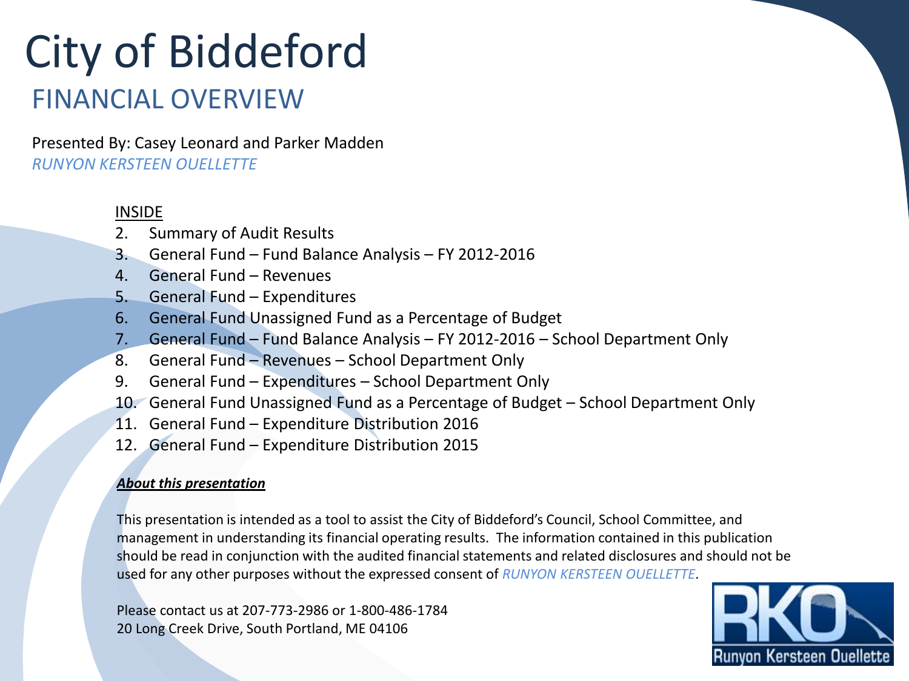# City of Biddeford

## FINANCIAL OVERVIEW

Presented By: Casey Leonard and Parker Madden
*RUNYON KERSTEEN OUELLETTE*

INSIDE

2. Summary of Audit Results
3. General Fund – Fund Balance Analysis – FY 2012-2016
4. General Fund – Revenues
5. General Fund – Expenditures
6. General Fund Unassigned Fund as a Percentage of Budget
7. General Fund – Fund Balance Analysis – FY 2012-2016 – School Department Only
8. General Fund – Revenues – School Department Only
9. General Fund – Expenditures – School Department Only
10. General Fund Unassigned Fund as a Percentage of Budget – School Department Only
11. General Fund – Expenditure Distribution 2016
12. General Fund – Expenditure Distribution 2015

***About this presentation***

This presentation is intended as a tool to assist the City of Biddeford's Council, School Committee, and management in understanding its financial operating results. The information contained in this publication should be read in conjunction with the audited financial statements and related disclosures and should not be used for any other purposes without the expressed consent of *RUNYON KERSTEEN OUELLETTE*.

Please contact us at 207-773-2986 or 1-800-486-1784
20 Long Creek Drive, South Portland, ME 04106

RKO
Runyon Kersteen Ouellette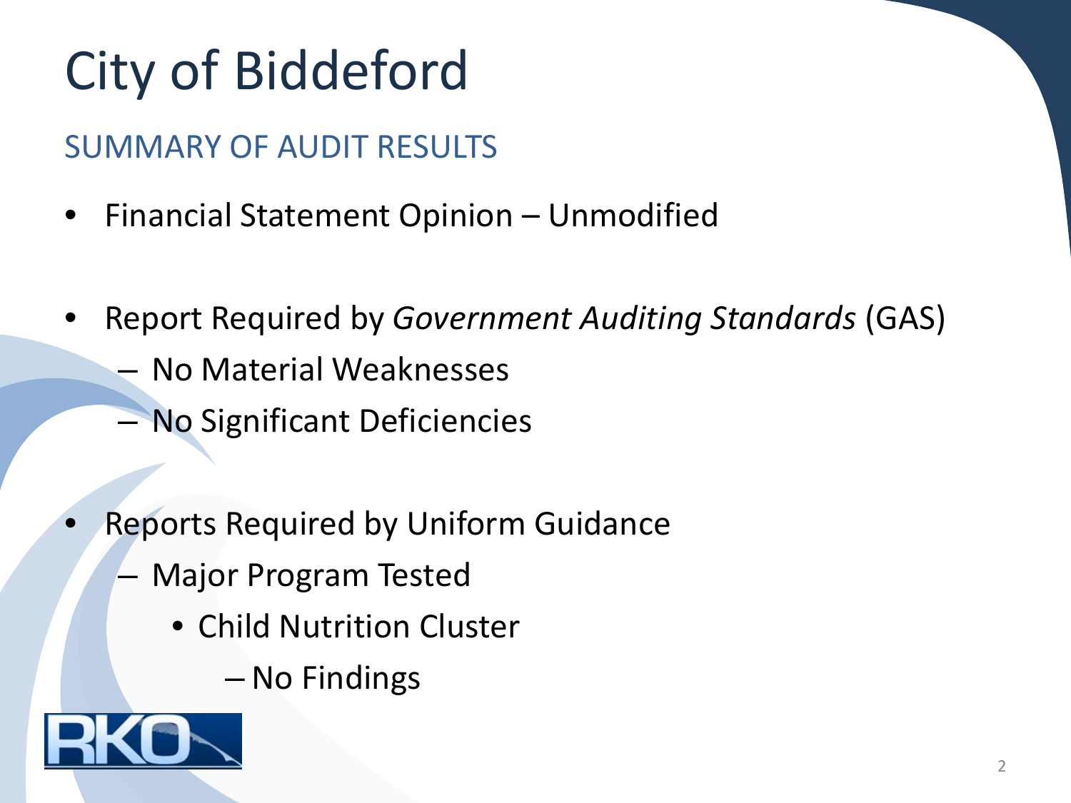# City of Biddeford

## SUMMARY OF AUDIT RESULTS

- Financial Statement Opinion – Unmodified
- Report Required by *Government Auditing Standards* (GAS)
  - No Material Weaknesses
  - No Significant Deficiencies
- Reports Required by Uniform Guidance
  - Major Program Tested
    - Child Nutrition Cluster
      - No Findings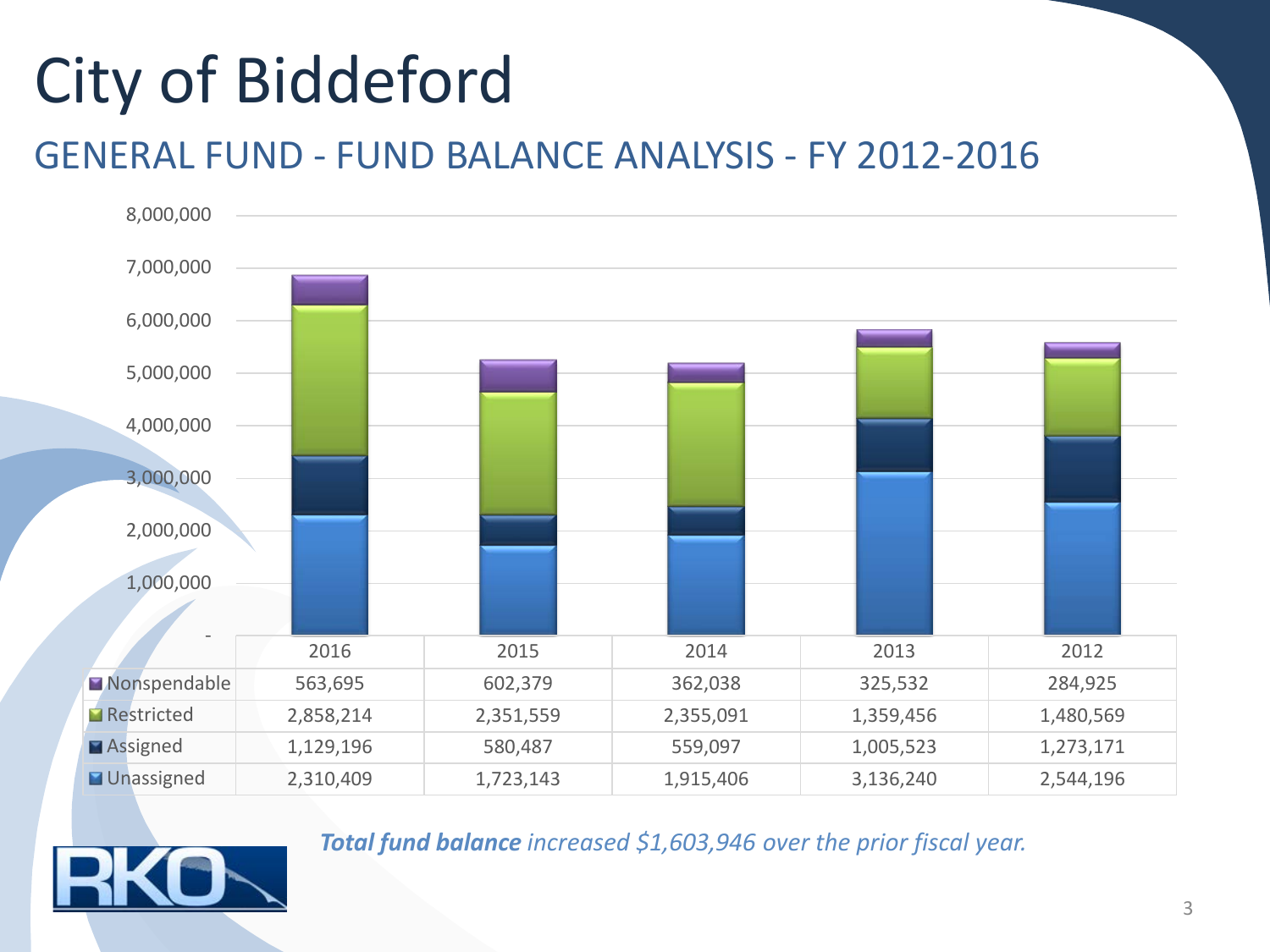# City of Biddeford

## GENERAL FUND - FUND BALANCE ANALYSIS - FY 2012-2016

8,000,000
7,000,000
6,000,000
5,000,000
4,000,000
3,000,000
2,000,000
1,000,000
-

| | 2016 | 2015 | 2014 | 2013 | 2012 |
|---|---|---|---|---|---|
| Nonspendable | 563,695 | 602,379 | 362,038 | 325,532 | 284,925 |
| Restricted | 2,858,214 | 2,351,559 | 2,355,091 | 1,359,456 | 1,480,569 |
| Assigned | 1,129,196 | 580,487 | 559,097 | 1,005,523 | 1,273,171 |
| Unassigned | 2,310,409 | 1,723,143 | 1,915,406 | 3,136,240 | 2,544,196 |

***Total fund balance** increased $1,603,946 over the prior fiscal year.*

RKO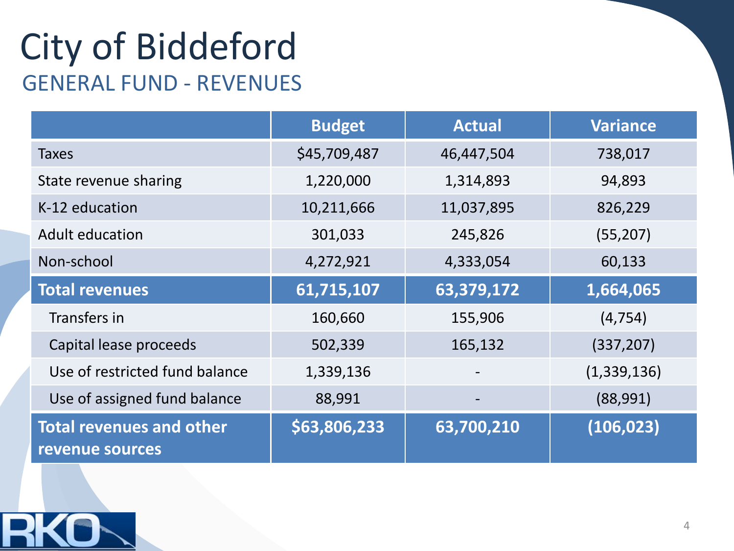# City of Biddeford

## GENERAL FUND - REVENUES

| | Budget | Actual | Variance |
|---|---|---|---|
| Taxes | $45,709,487 | 46,447,504 | 738,017 |
| State revenue sharing | 1,220,000 | 1,314,893 | 94,893 |
| K-12 education | 10,211,666 | 11,037,895 | 826,229 |
| Adult education | 301,033 | 245,826 | (55,207) |
| Non-school | 4,272,921 | 4,333,054 | 60,133 |
| **Total revenues** | **61,715,107** | **63,379,172** | **1,664,065** |
| Transfers in | 160,660 | 155,906 | (4,754) |
| Capital lease proceeds | 502,339 | 165,132 | (337,207) |
| Use of restricted fund balance | 1,339,136 | - | (1,339,136) |
| Use of assigned fund balance | 88,991 | - | (88,991) |
| **Total revenues and other revenue sources** | **$63,806,233** | **63,700,210** | **(106,023)** |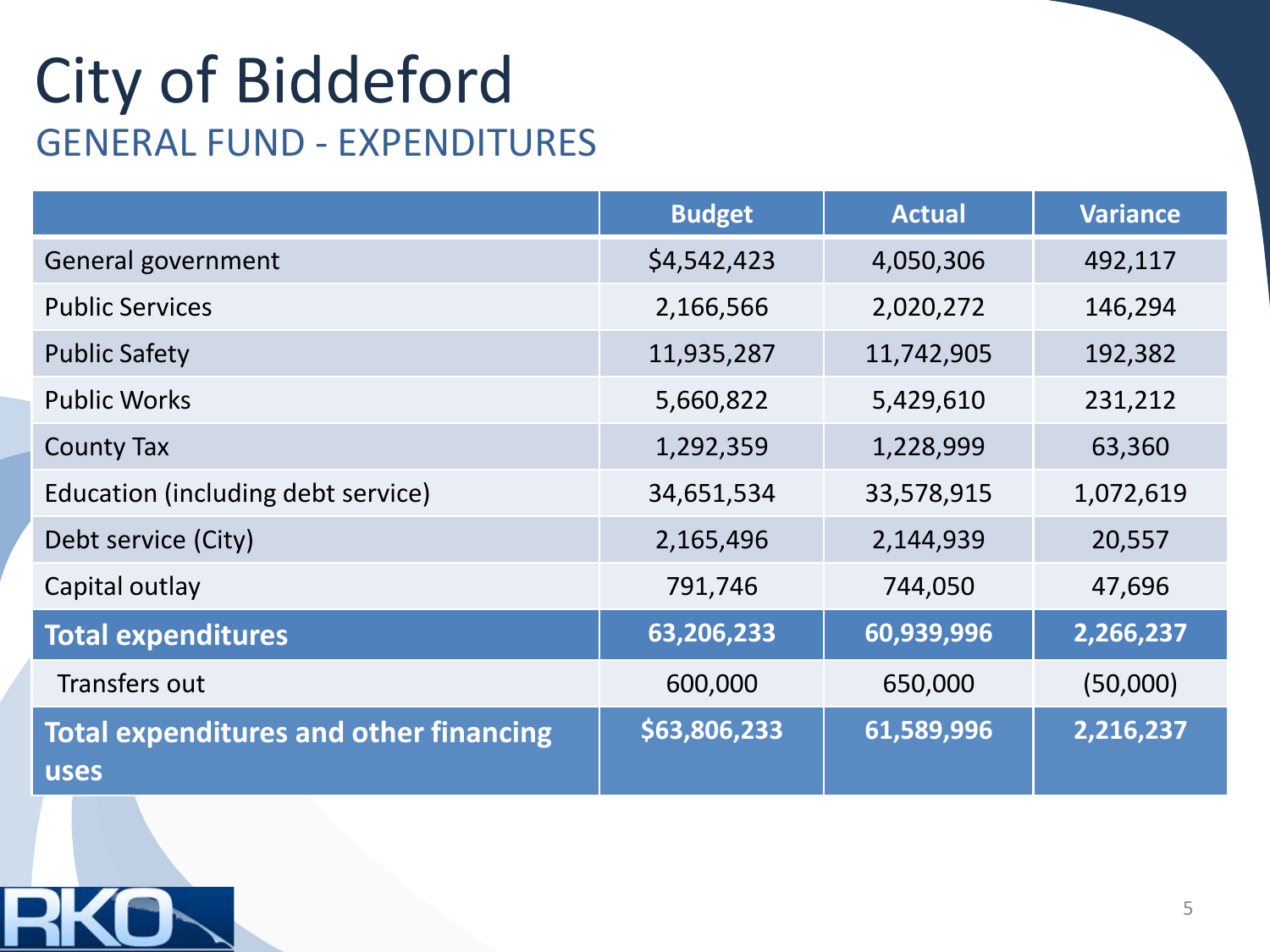# City of Biddeford

## GENERAL FUND - EXPENDITURES

| | Budget | Actual | Variance |
|---|---|---|---|
| General government | $4,542,423 | 4,050,306 | 492,117 |
| Public Services | 2,166,566 | 2,020,272 | 146,294 |
| Public Safety | 11,935,287 | 11,742,905 | 192,382 |
| Public Works | 5,660,822 | 5,429,610 | 231,212 |
| County Tax | 1,292,359 | 1,228,999 | 63,360 |
| Education (including debt service) | 34,651,534 | 33,578,915 | 1,072,619 |
| Debt service (City) | 2,165,496 | 2,144,939 | 20,557 |
| Capital outlay | 791,746 | 744,050 | 47,696 |
| **Total expenditures** | **63,206,233** | **60,939,996** | **2,266,237** |
| Transfers out | 600,000 | 650,000 | (50,000) |
| **Total expenditures and other financing uses** | **$63,806,233** | **61,589,996** | **2,216,237** |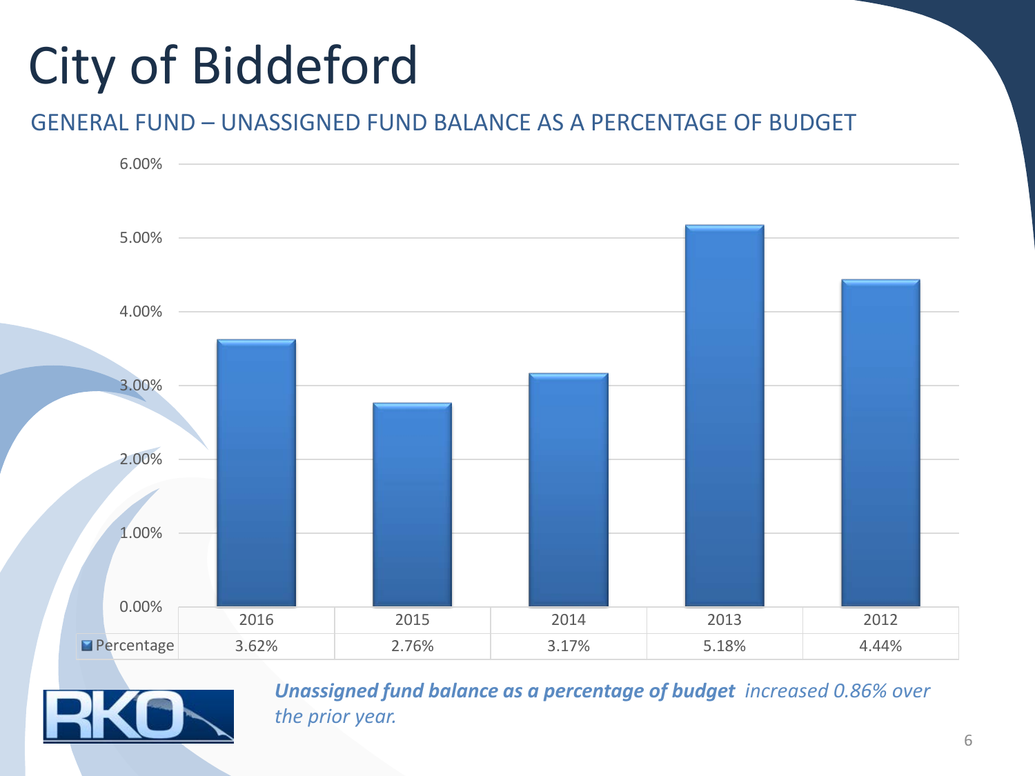# City of Biddeford

## GENERAL FUND – UNASSIGNED FUND BALANCE AS A PERCENTAGE OF BUDGET

6.00%
5.00%
4.00%
3.00%
2.00%
1.00%
0.00%

2016 2015 2014 2013 2012

Percentage 3.62% 2.76% 3.17% 5.18% 4.44%

RKO

***Unassigned fund balance as a percentage of budget*** *increased 0.86% over the prior year.*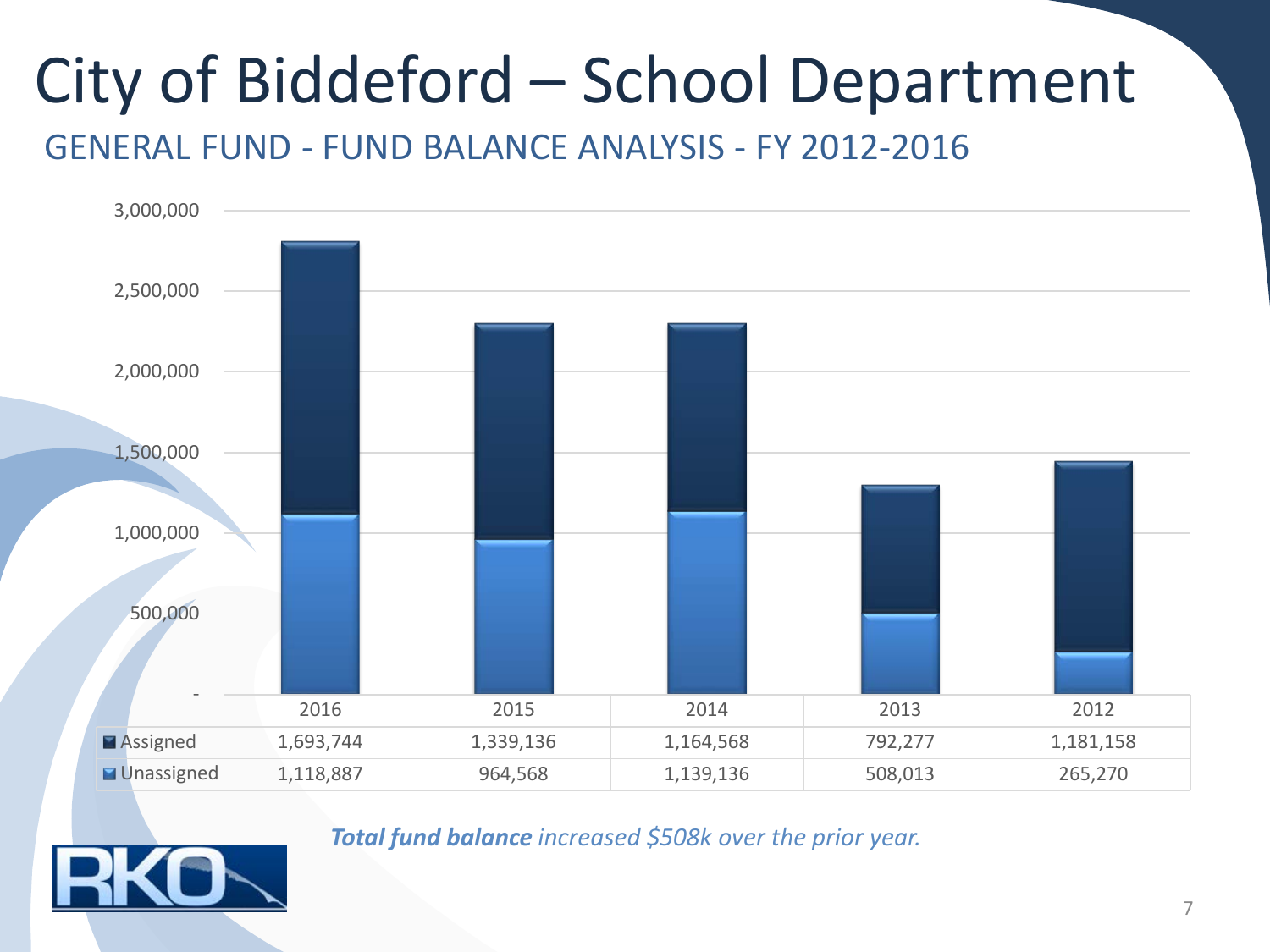# City of Biddeford – School Department

## GENERAL FUND - FUND BALANCE ANALYSIS - FY 2012-2016

3,000,000
2,500,000
2,000,000
1,500,000
1,000,000
500,000
-

2016 2015 2014 2013 2012

Assigned 1,693,744 1,339,136 1,164,568 792,277 1,181,158

Unassigned 1,118,887 964,568 1,139,136 508,013 265,270

***Total fund balance*** *increased $508k over the prior year.*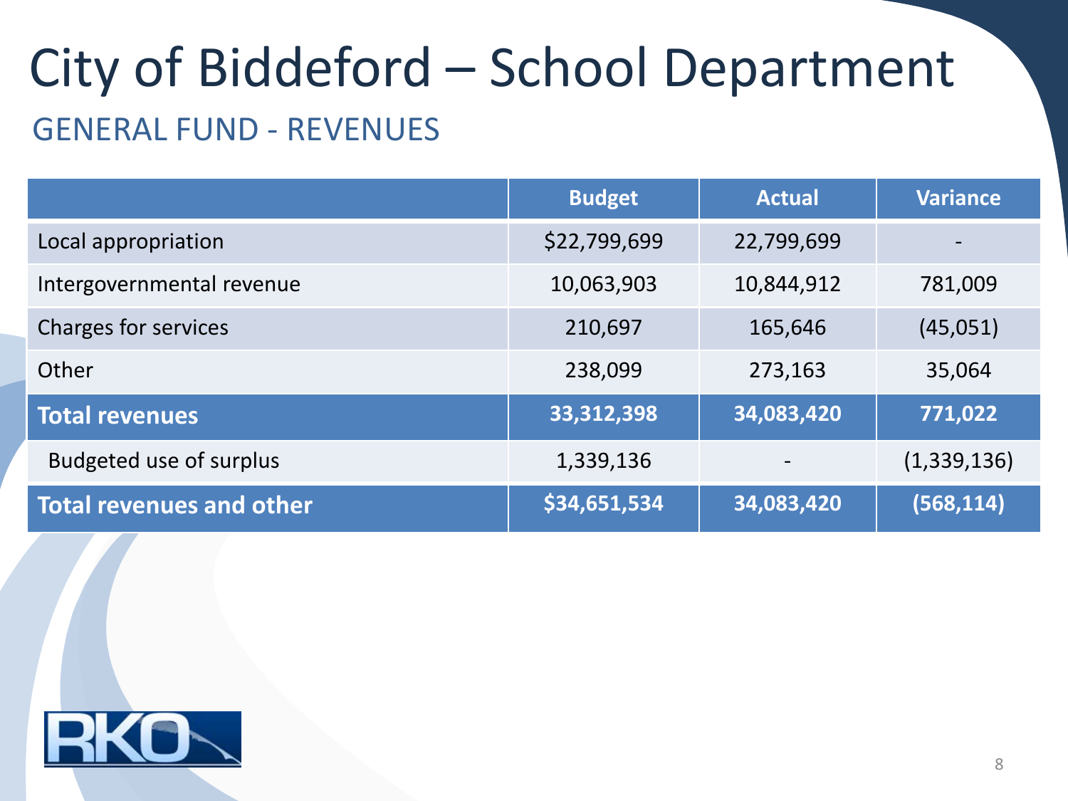# City of Biddeford – School Department

## GENERAL FUND - REVENUES

| | Budget | Actual | Variance |
|---|---|---|---|
| Local appropriation | $22,799,699 | 22,799,699 | - |
| Intergovernmental revenue | 10,063,903 | 10,844,912 | 781,009 |
| Charges for services | 210,697 | 165,646 | (45,051) |
| Other | 238,099 | 273,163 | 35,064 |
| **Total revenues** | **33,312,398** | **34,083,420** | **771,022** |
| Budgeted use of surplus | 1,339,136 | - | (1,339,136) |
| **Total revenues and other** | **$34,651,534** | **34,083,420** | **(568,114)** |

RKO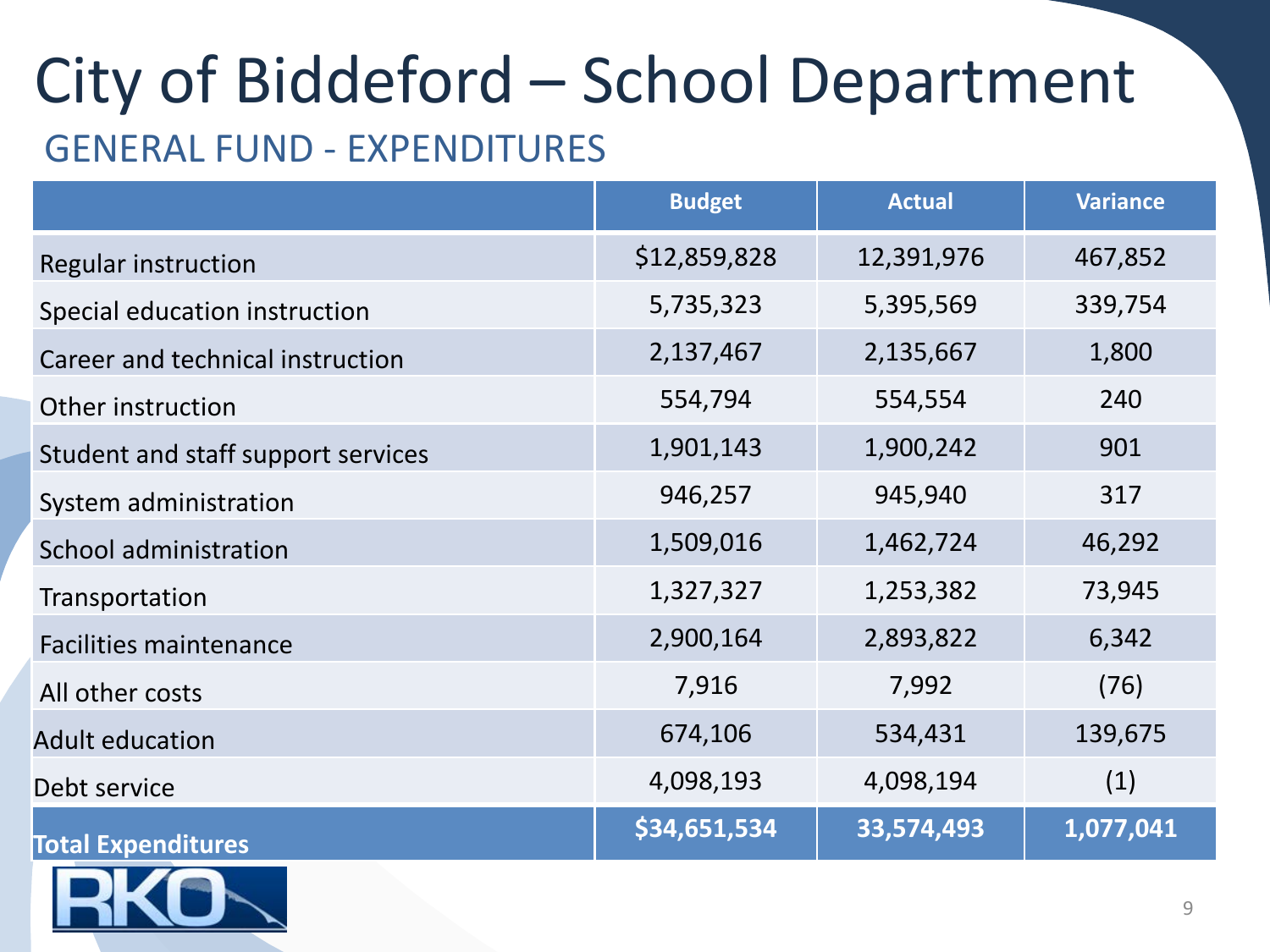# City of Biddeford – School Department

## GENERAL FUND - EXPENDITURES

| | Budget | Actual | Variance |
|---|---|---|---|
| Regular instruction | $12,859,828 | 12,391,976 | 467,852 |
| Special education instruction | 5,735,323 | 5,395,569 | 339,754 |
| Career and technical instruction | 2,137,467 | 2,135,667 | 1,800 |
| Other instruction | 554,794 | 554,554 | 240 |
| Student and staff support services | 1,901,143 | 1,900,242 | 901 |
| System administration | 946,257 | 945,940 | 317 |
| School administration | 1,509,016 | 1,462,724 | 46,292 |
| Transportation | 1,327,327 | 1,253,382 | 73,945 |
| Facilities maintenance | 2,900,164 | 2,893,822 | 6,342 |
| All other costs | 7,916 | 7,992 | (76) |
| Adult education | 674,106 | 534,431 | 139,675 |
| Debt service | 4,098,193 | 4,098,194 | (1) |
| **Total Expenditures** | **$34,651,534** | **33,574,493** | **1,077,041** |

RKO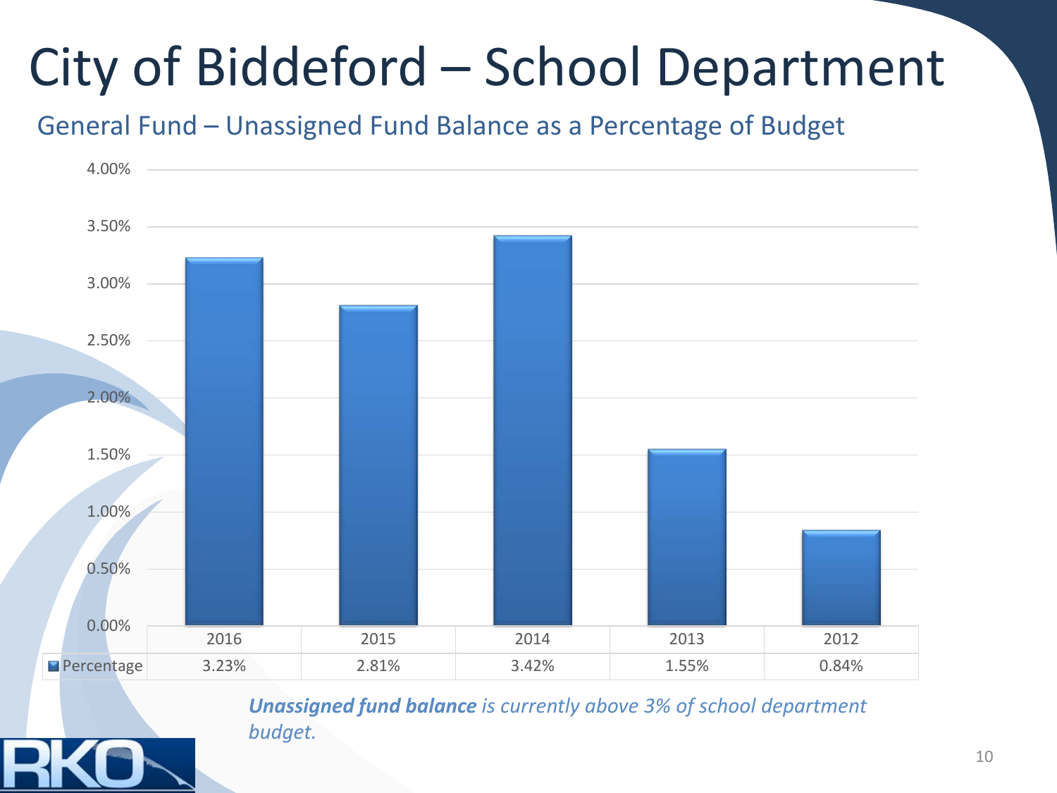# City of Biddeford – School Department

## General Fund – Unassigned Fund Balance as a Percentage of Budget

4.00%
3.50%
3.00%
2.50%
2.00%
1.50%
1.00%
0.50%
0.00%

2016 2015 2014 2013 2012

Percentage 3.23% 2.81% 3.42% 1.55% 0.84%

***Unassigned fund balance*** *is currently above 3% of school department budget.*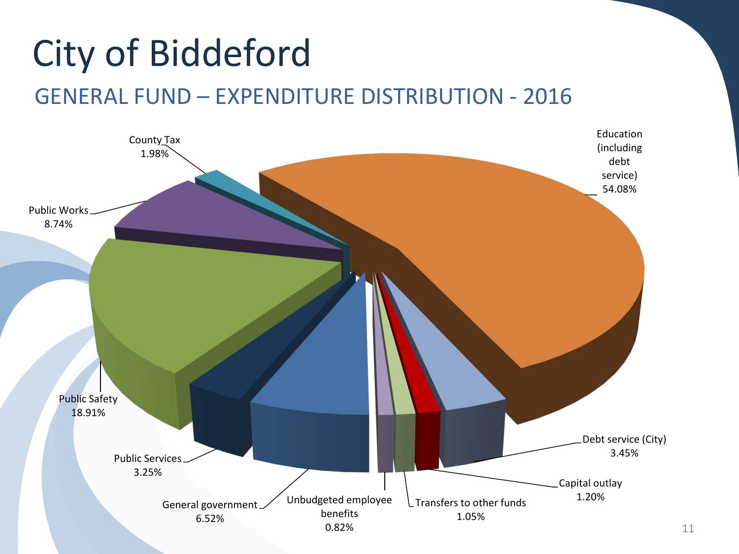# City of Biddeford

## GENERAL FUND – EXPENDITURE DISTRIBUTION - 2016

County Tax
1.98%

Education
(including
debt
service)
54.08%

Public Works
8.74%

Public Safety
18.91%

Debt service (City)
3.45%

Capital outlay
1.20%

Public Services
3.25%

General government
6.52%

Unbudgeted employee
benefits
0.82%

Transfers to other funds
1.05%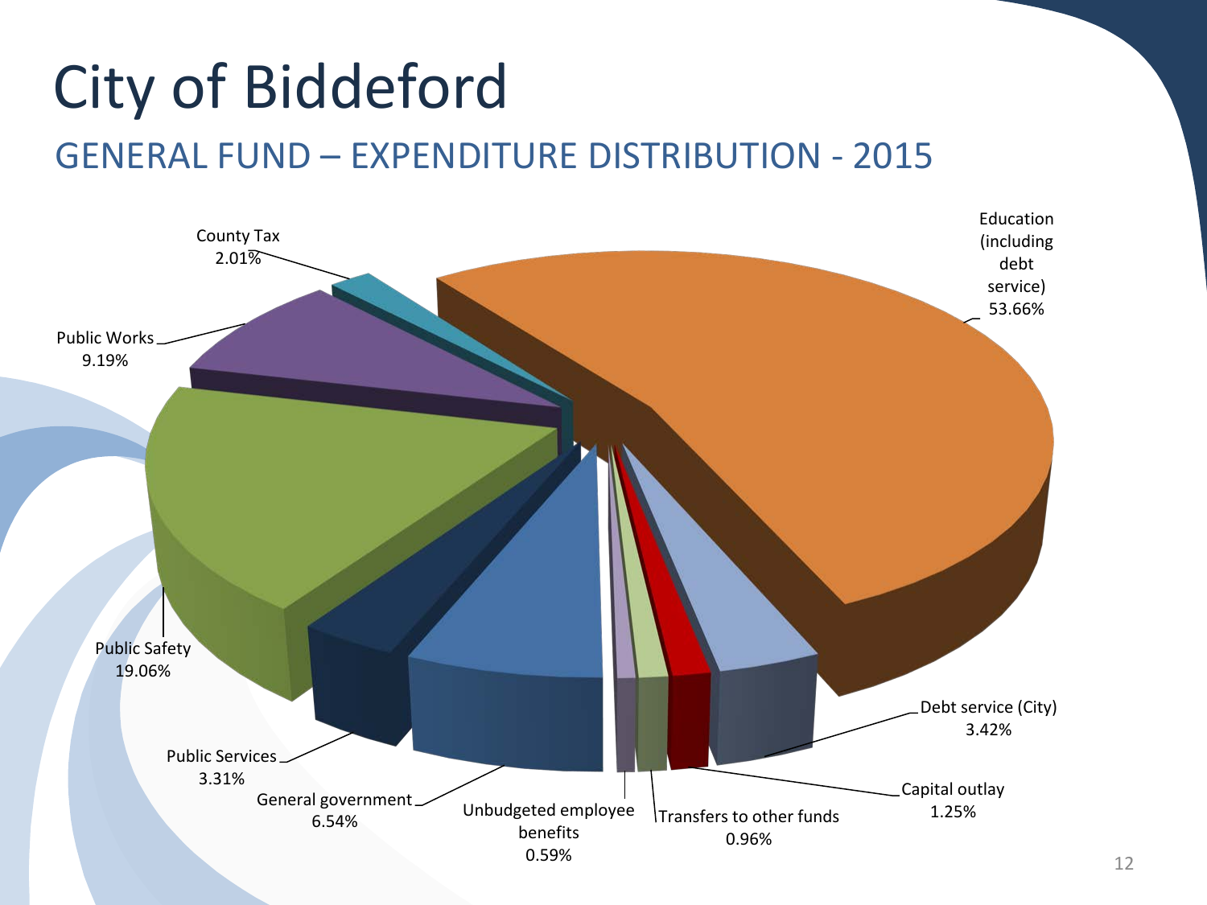# City of Biddeford

## GENERAL FUND – EXPENDITURE DISTRIBUTION - 2015

Education (including debt service)
53.66%

County Tax
2.01%

Public Works
9.19%

Public Safety
19.06%

Public Services
3.31%

General government
6.54%

Unbudgeted employee benefits
0.59%

Transfers to other funds
0.96%

Capital outlay
1.25%

Debt service (City)
3.42%